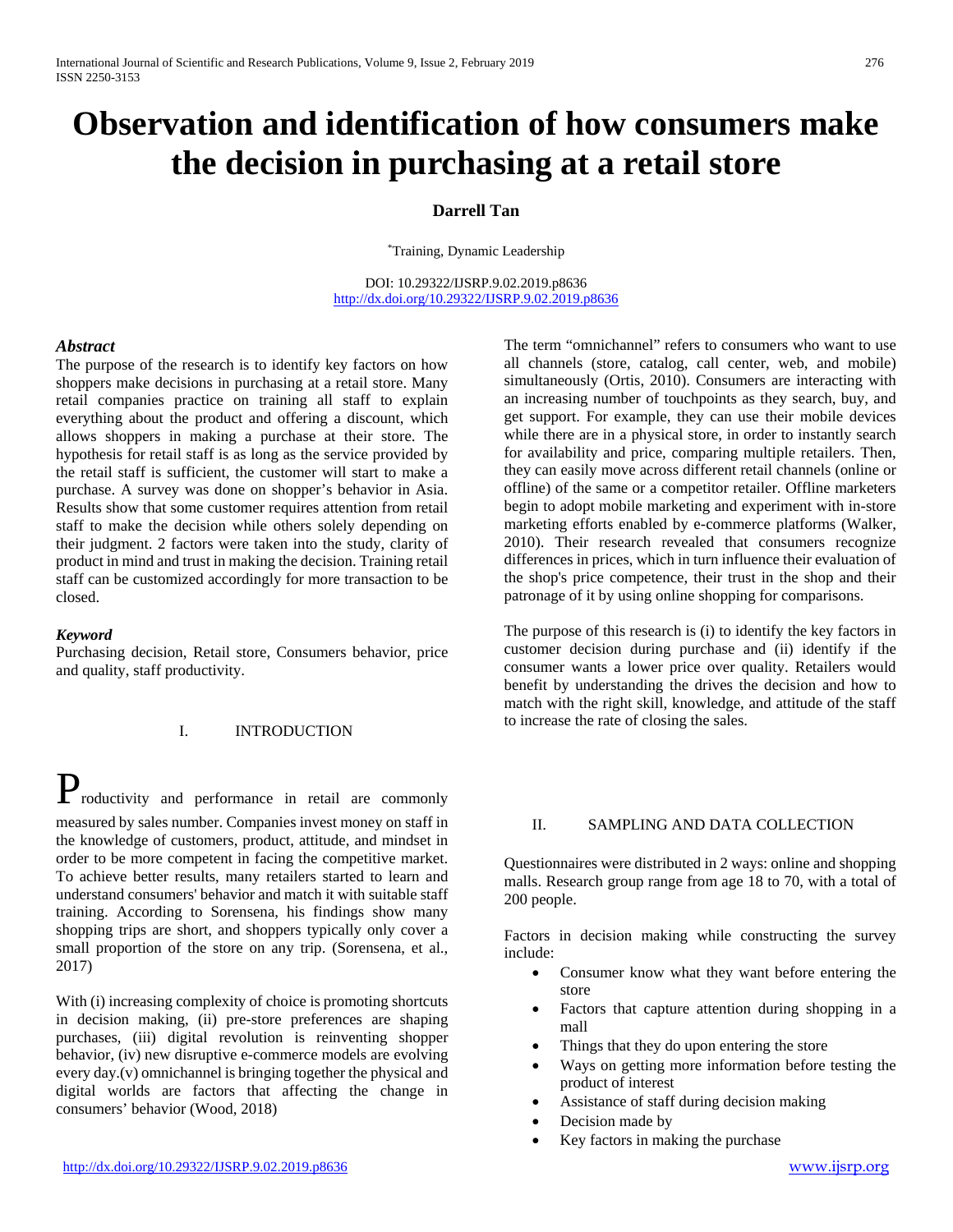# Observation and identification of how consumers make the decision in purchasing at a retail store

**Darrell Tan**

*Training, Dynamic Leadership

DOI: 10.29322/IJSRP.9.02.2019.p8636
http://dx.doi.org/10.29322/IJSRP.9.02.2019.p8636

***Abstract***

The purpose of the research is to identify key factors on how shoppers make decisions in purchasing at a retail store. Many retail companies practice on training all staff to explain everything about the product and offering a discount, which allows shoppers in making a purchase at their store. The hypothesis for retail staff is as long as the service provided by the retail staff is sufficient, the customer will start to make a purchase. A survey was done on shopper's behavior in Asia. Results show that some customer requires attention from retail staff to make the decision while others solely depending on their judgment. 2 factors were taken into the study, clarity of product in mind and trust in making the decision. Training retail staff can be customized accordingly for more transaction to be closed.

***Keyword***

Purchasing decision, Retail store, Consumers behavior, price and quality, staff productivity.

## I. INTRODUCTION

Productivity and performance in retail are commonly measured by sales number. Companies invest money on staff in the knowledge of customers, product, attitude, and mindset in order to be more competent in facing the competitive market. To achieve better results, many retailers started to learn and understand consumers' behavior and match it with suitable staff training. According to Sorensena, his findings show many shopping trips are short, and shoppers typically only cover a small proportion of the store on any trip. (Sorensena, et al., 2017)

With (i) increasing complexity of choice is promoting shortcuts in decision making, (ii) pre-store preferences are shaping purchases, (iii) digital revolution is reinventing shopper behavior, (iv) new disruptive e-commerce models are evolving every day.(v) omnichannel is bringing together the physical and digital worlds are factors that affecting the change in consumers' behavior (Wood, 2018)

The term "omnichannel" refers to consumers who want to use all channels (store, catalog, call center, web, and mobile) simultaneously (Ortis, 2010). Consumers are interacting with an increasing number of touchpoints as they search, buy, and get support. For example, they can use their mobile devices while there are in a physical store, in order to instantly search for availability and price, comparing multiple retailers. Then, they can easily move across different retail channels (online or offline) of the same or a competitor retailer. Offline marketers begin to adopt mobile marketing and experiment with in-store marketing efforts enabled by e-commerce platforms (Walker, 2010). Their research revealed that consumers recognize differences in prices, which in turn influence their evaluation of the shop's price competence, their trust in the shop and their patronage of it by using online shopping for comparisons.

The purpose of this research is (i) to identify the key factors in customer decision during purchase and (ii) identify if the consumer wants a lower price over quality. Retailers would benefit by understanding the drives the decision and how to match with the right skill, knowledge, and attitude of the staff to increase the rate of closing the sales.

## II. SAMPLING AND DATA COLLECTION

Questionnaires were distributed in 2 ways: online and shopping malls. Research group range from age 18 to 70, with a total of 200 people.

Factors in decision making while constructing the survey include:

- Consumer know what they want before entering the store
- Factors that capture attention during shopping in a mall
- Things that they do upon entering the store
- Ways on getting more information before testing the product of interest
- Assistance of staff during decision making
- Decision made by
- Key factors in making the purchase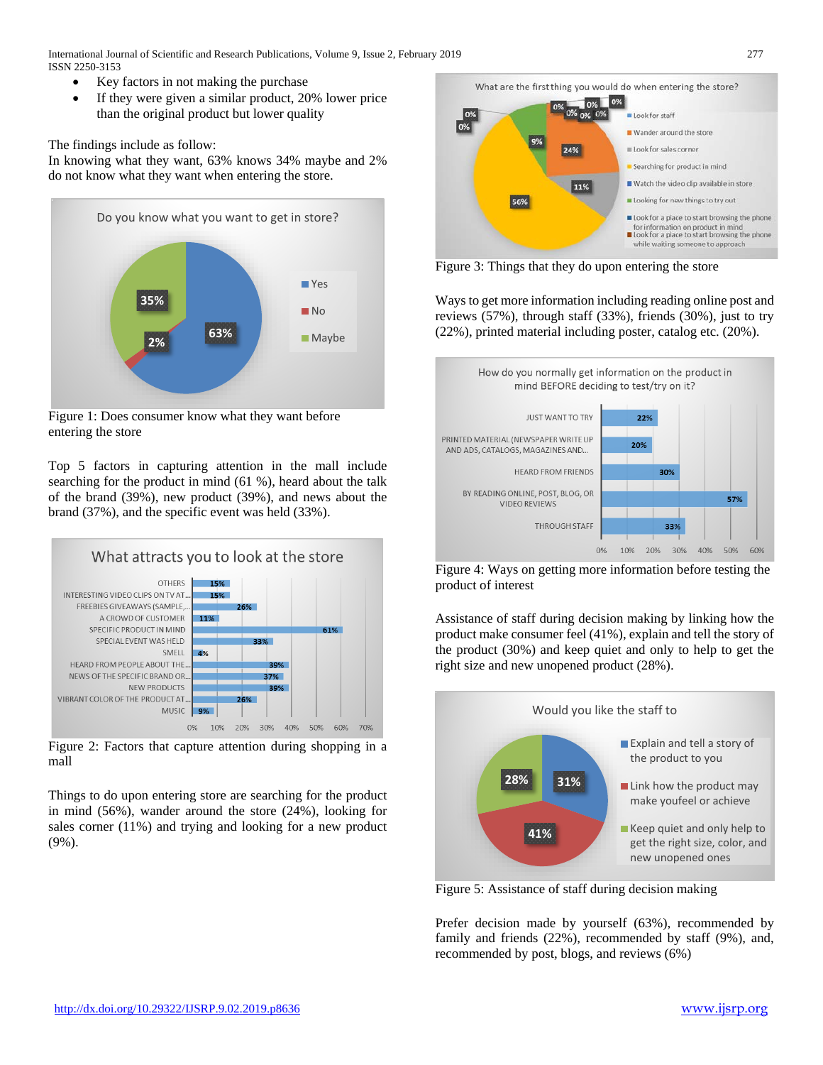- Key factors in not making the purchase
- If they were given a similar product, 20% lower price than the original product but lower quality

The findings include as follow:
In knowing what they want, 63% knows 34% maybe and 2% do not know what they want when entering the store.

Figure 1: Does consumer know what they want before entering the store

Top 5 factors in capturing attention in the mall include searching for the product in mind (61 %), heard about the talk of the brand (39%), new product (39%), and news about the brand (37%), and the specific event was held (33%).

Figure 2: Factors that capture attention during shopping in a mall

Things to do upon entering store are searching for the product in mind (56%), wander around the store (24%), looking for sales corner (11%) and trying and looking for a new product (9%).

Figure 3: Things that they do upon entering the store

Ways to get more information including reading online post and reviews (57%), through staff (33%), friends (30%), just to try (22%), printed material including poster, catalog etc. (20%).

Figure 4: Ways on getting more information before testing the product of interest

Assistance of staff during decision making by linking how the product make consumer feel (41%), explain and tell the story of the product (30%) and keep quiet and only to help to get the right size and new unopened product (28%).

Figure 5: Assistance of staff during decision making

Prefer decision made by yourself (63%), recommended by family and friends (22%), recommended by staff (9%), and, recommended by post, blogs, and reviews (6%)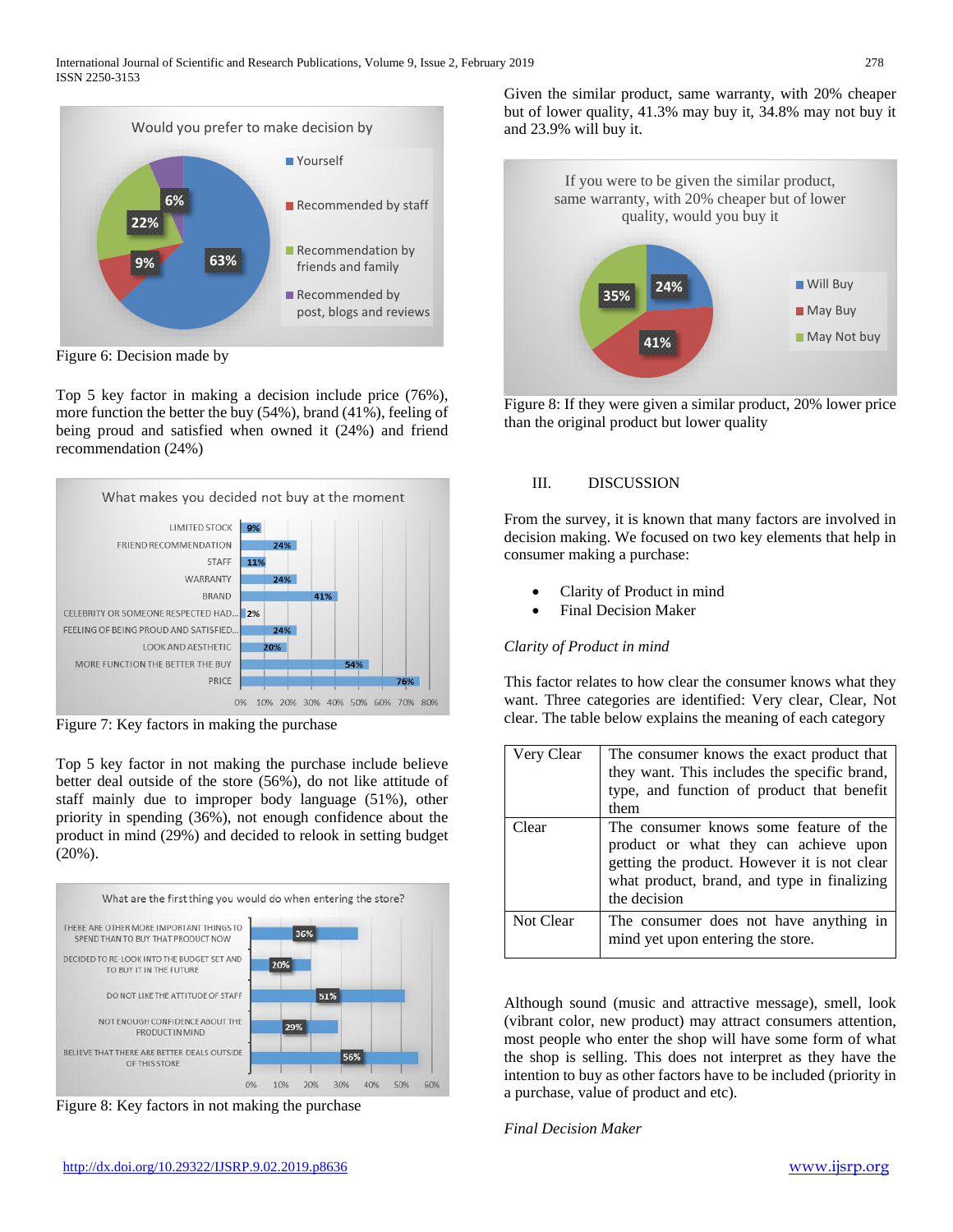Figure 6: Decision made by

Top 5 key factor in making a decision include price (76%), more function the better the buy (54%), brand (41%), feeling of being proud and satisfied when owned it (24%) and friend recommendation (24%)

Figure 7: Key factors in making the purchase

Top 5 key factor in not making the purchase include believe better deal outside of the store (56%), do not like attitude of staff mainly due to improper body language (51%), other priority in spending (36%), not enough confidence about the product in mind (29%) and decided to relook in setting budget (20%).

Figure 8: Key factors in not making the purchase

Given the similar product, same warranty, with 20% cheaper but of lower quality, 41.3% may buy it, 34.8% may not buy it and 23.9% will buy it.

Figure 8: If they were given a similar product, 20% lower price than the original product but lower quality

## III. DISCUSSION

From the survey, it is known that many factors are involved in decision making. We focused on two key elements that help in consumer making a purchase:

- Clarity of Product in mind
- Final Decision Maker

*Clarity of Product in mind*

This factor relates to how clear the consumer knows what they want. Three categories are identified: Very clear, Clear, Not clear. The table below explains the meaning of each category

| Very Clear | The consumer knows the exact product that they want. This includes the specific brand, type, and function of product that benefit them |
|---|---|
| Clear | The consumer knows some feature of the product or what they can achieve upon getting the product. However it is not clear what product, brand, and type in finalizing the decision |
| Not Clear | The consumer does not have anything in mind yet upon entering the store. |

Although sound (music and attractive message), smell, look (vibrant color, new product) may attract consumers attention, most people who enter the shop will have some form of what the shop is selling. This does not interpret as they have the intention to buy as other factors have to be included (priority in a purchase, value of product and etc).

*Final Decision Maker*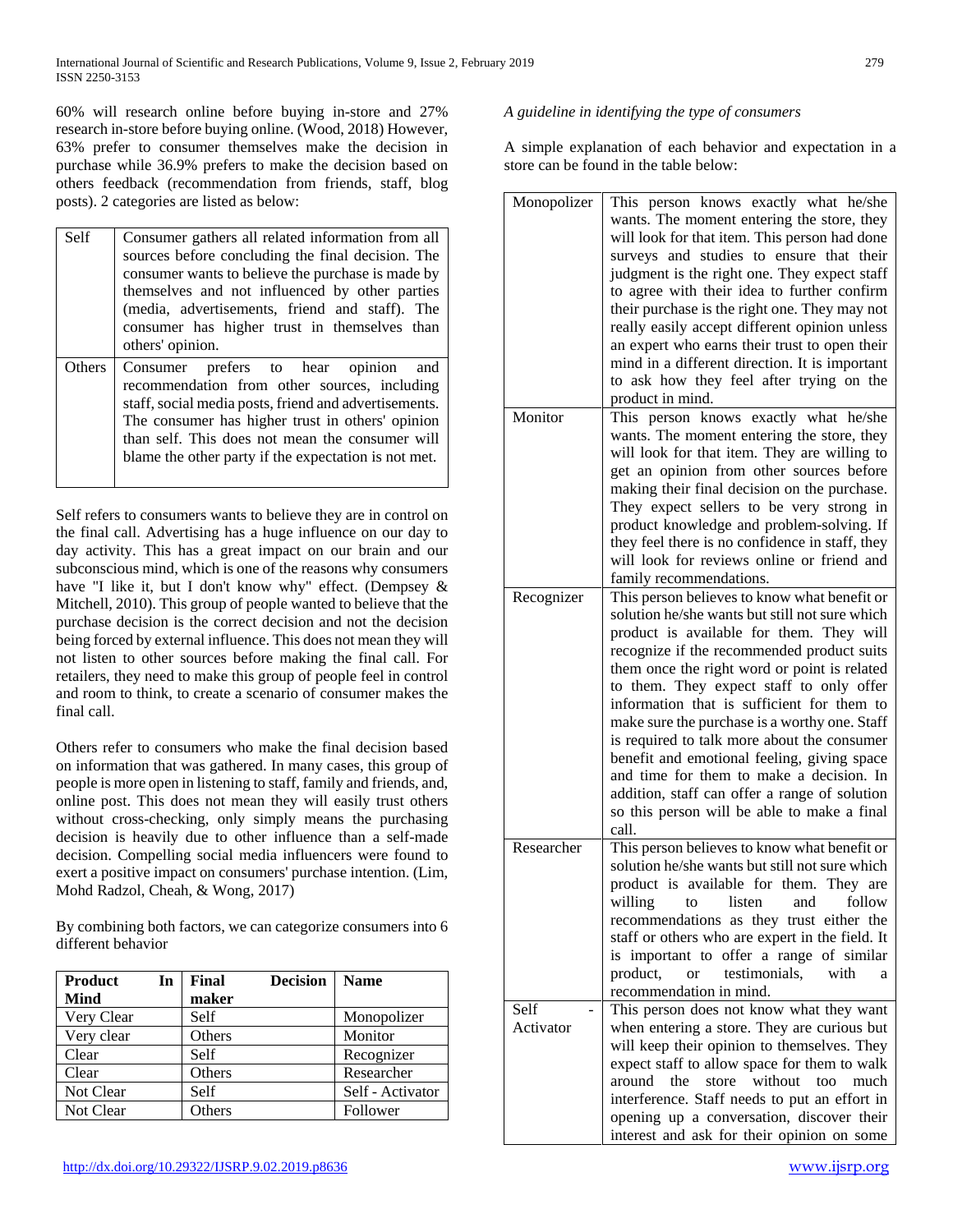60% will research online before buying in-store and 27% research in-store before buying online. (Wood, 2018) However, 63% prefer to consumer themselves make the decision in purchase while 36.9% prefers to make the decision based on others feedback (recommendation from friends, staff, blog posts). 2 categories are listed as below:

| Self | Consumer gathers all related information from all sources before concluding the final decision. The consumer wants to believe the purchase is made by themselves and not influenced by other parties (media, advertisements, friend and staff). The consumer has higher trust in themselves than others' opinion. |
|---|---|
| Others | Consumer prefers to hear opinion and recommendation from other sources, including staff, social media posts, friend and advertisements. The consumer has higher trust in others' opinion than self. This does not mean the consumer will blame the other party if the expectation is not met. |

Self refers to consumers wants to believe they are in control on the final call. Advertising has a huge influence on our day to day activity. This has a great impact on our brain and our subconscious mind, which is one of the reasons why consumers have "I like it, but I don't know why" effect. (Dempsey & Mitchell, 2010). This group of people wanted to believe that the purchase decision is the correct decision and not the decision being forced by external influence. This does not mean they will not listen to other sources before making the final call. For retailers, they need to make this group of people feel in control and room to think, to create a scenario of consumer makes the final call.

Others refer to consumers who make the final decision based on information that was gathered. In many cases, this group of people is more open in listening to staff, family and friends, and, online post. This does not mean they will easily trust others without cross-checking, only simply means the purchasing decision is heavily due to other influence than a self-made decision. Compelling social media influencers were found to exert a positive impact on consumers' purchase intention. (Lim, Mohd Radzol, Cheah, & Wong, 2017)

By combining both factors, we can categorize consumers into 6 different behavior

| **Product In Mind** | **Final Decision maker** | **Name** |
|---|---|---|
| Very Clear | Self | Monopolizer |
| Very clear | Others | Monitor |
| Clear | Self | Recognizer |
| Clear | Others | Researcher |
| Not Clear | Self | Self - Activator |
| Not Clear | Others | Follower |

*A guideline in identifying the type of consumers*

A simple explanation of each behavior and expectation in a store can be found in the table below:

| Monopolizer | This person knows exactly what he/she wants. The moment entering the store, they will look for that item. This person had done surveys and studies to ensure that their judgment is the right one. They expect staff to agree with their idea to further confirm their purchase is the right one. They may not really easily accept different opinion unless an expert who earns their trust to open their mind in a different direction. It is important to ask how they feel after trying on the product in mind. |
|---|---|
| Monitor | This person knows exactly what he/she wants. The moment entering the store, they will look for that item. They are willing to get an opinion from other sources before making their final decision on the purchase. They expect sellers to be very strong in product knowledge and problem-solving. If they feel there is no confidence in staff, they will look for reviews online or friend and family recommendations. |
| Recognizer | This person believes to know what benefit or solution he/she wants but still not sure which product is available for them. They will recognize if the recommended product suits them once the right word or point is related to them. They expect staff to only offer information that is sufficient for them to make sure the purchase is a worthy one. Staff is required to talk more about the consumer benefit and emotional feeling, giving space and time for them to make a decision. In addition, staff can offer a range of solution so this person will be able to make a final call. |
| Researcher | This person believes to know what benefit or solution he/she wants but still not sure which product is available for them. They are willing to listen and follow recommendations as they trust either the staff or others who are expert in the field. It is important to offer a range of similar product, or testimonials, with a recommendation in mind. |
| Self - Activator | This person does not know what they want when entering a store. They are curious but will keep their opinion to themselves. They expect staff to allow space for them to walk around the store without too much interference. Staff needs to put an effort in opening up a conversation, discover their interest and ask for their opinion on some |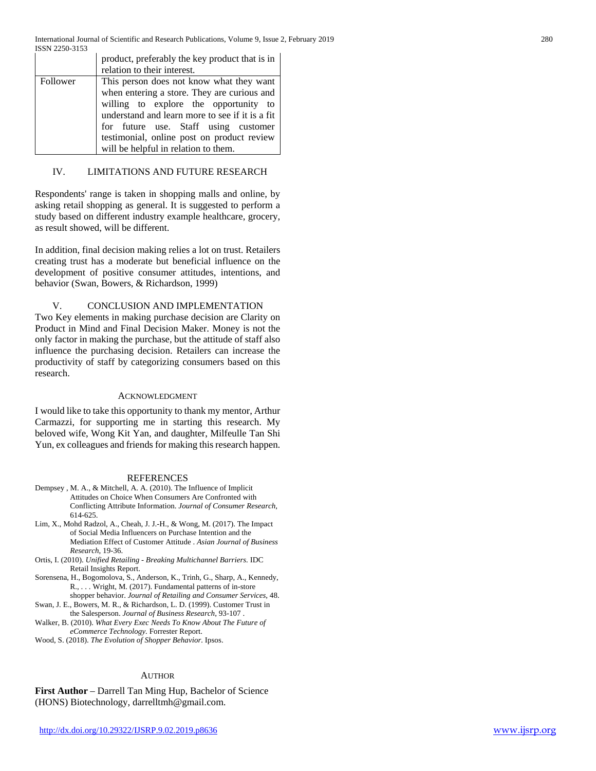| | |
|---|---|
| | product, preferably the key product that is in relation to their interest. |
| Follower | This person does not know what they want when entering a store. They are curious and willing to explore the opportunity to understand and learn more to see if it is a fit for future use. Staff using customer testimonial, online post on product review will be helpful in relation to them. |

## IV. LIMITATIONS AND FUTURE RESEARCH

Respondents' range is taken in shopping malls and online, by asking retail shopping as general. It is suggested to perform a study based on different industry example healthcare, grocery, as result showed, will be different.

In addition, final decision making relies a lot on trust. Retailers creating trust has a moderate but beneficial influence on the development of positive consumer attitudes, intentions, and behavior (Swan, Bowers, & Richardson, 1999)

## V. CONCLUSION AND IMPLEMENTATION

Two Key elements in making purchase decision are Clarity on Product in Mind and Final Decision Maker. Money is not the only factor in making the purchase, but the attitude of staff also influence the purchasing decision. Retailers can increase the productivity of staff by categorizing consumers based on this research.

### ACKNOWLEDGMENT

I would like to take this opportunity to thank my mentor, Arthur Carmazzi, for supporting me in starting this research. My beloved wife, Wong Kit Yan, and daughter, Milfeulle Tan Shi Yun, ex colleagues and friends for making this research happen.

### REFERENCES

Dempsey , M. A., & Mitchell, A. A. (2010). The Influence of Implicit Attitudes on Choice When Consumers Are Confronted with Conflicting Attribute Information. *Journal of Consumer Research*, 614-625.

Lim, X., Mohd Radzol, A., Cheah, J. J.-H., & Wong, M. (2017). The Impact of Social Media Influencers on Purchase Intention and the Mediation Effect of Customer Attitude . *Asian Journal of Business Research*, 19-36.

Ortis, I. (2010). *Unified Retailing - Breaking Multichannel Barriers.* IDC Retail Insights Report.

Sorensena, H., Bogomolova, S., Anderson, K., Trinh, G., Sharp, A., Kennedy, R., . . . Wright, M. (2017). Fundamental patterns of in-store shopper behavior. *Journal of Retailing and Consumer Services*, 48.

Swan, J. E., Bowers, M. R., & Richardson, L. D. (1999). Customer Trust in the Salesperson. *Journal of Business Research*, 93-107 .

Walker, B. (2010). *What Every Exec Needs To Know About The Future of eCommerce Technology.* Forrester Report.

Wood, S. (2018). *The Evolution of Shopper Behavior*. Ipsos.

### AUTHOR

**First Author** – Darrell Tan Ming Hup, Bachelor of Science (HONS) Biotechnology, darrelltmh@gmail.com.